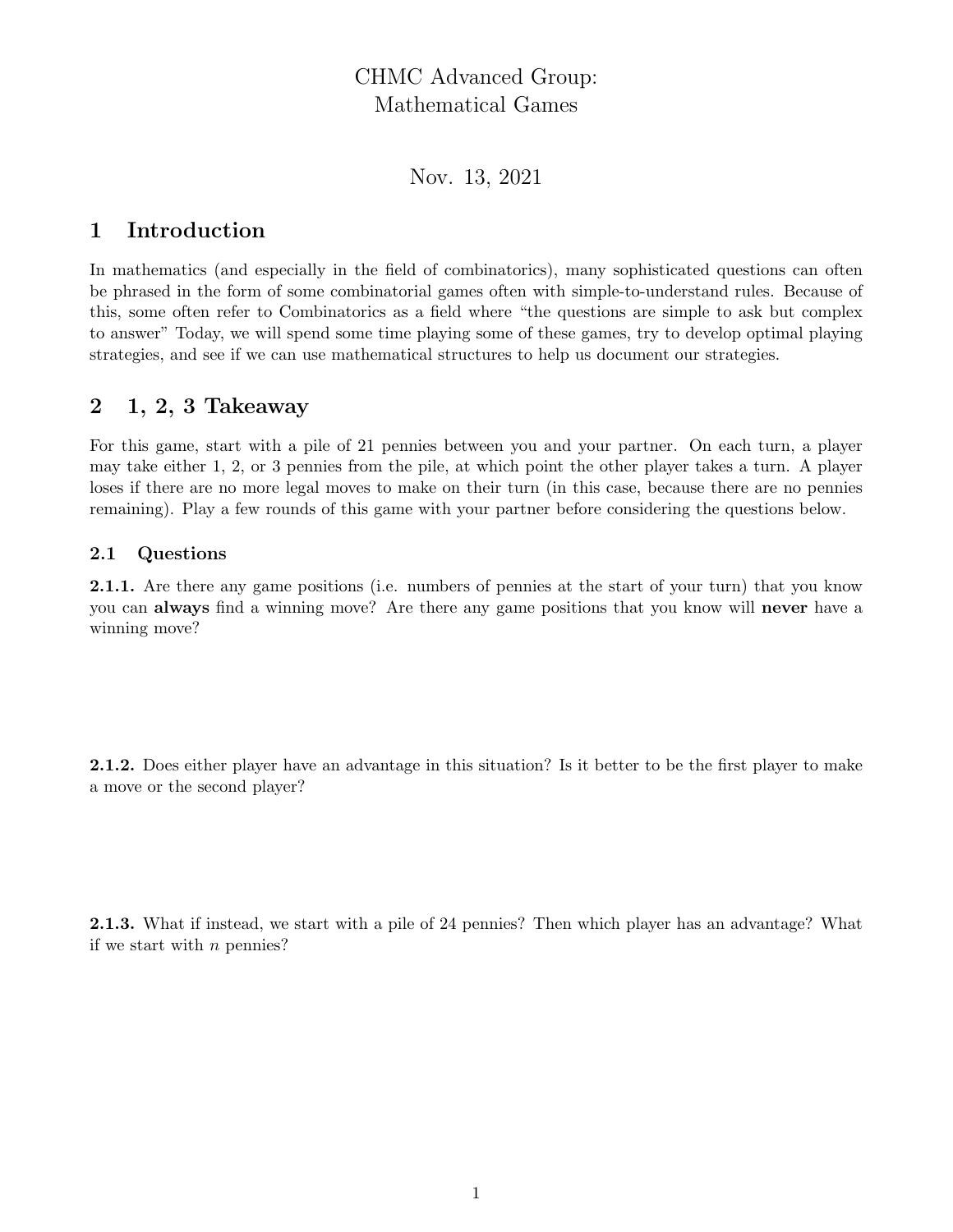# CHMC Advanced Group:
# Mathematical Games

Nov. 13, 2021

## 1 Introduction

In mathematics (and especially in the field of combinatorics), many sophisticated questions can often be phrased in the form of some combinatorial games often with simple-to-understand rules. Because of this, some often refer to Combinatorics as a field where "the questions are simple to ask but complex to answer" Today, we will spend some time playing some of these games, try to develop optimal playing strategies, and see if we can use mathematical structures to help us document our strategies.

## 2 1, 2, 3 Takeaway

For this game, start with a pile of 21 pennies between you and your partner. On each turn, a player may take either 1, 2, or 3 pennies from the pile, at which point the other player takes a turn. A player loses if there are no more legal moves to make on their turn (in this case, because there are no pennies remaining). Play a few rounds of this game with your partner before considering the questions below.

### 2.1 Questions

**2.1.1.** Are there any game positions (i.e. numbers of pennies at the start of your turn) that you know you can **always** find a winning move? Are there any game positions that you know will **never** have a winning move?

**2.1.2.** Does either player have an advantage in this situation? Is it better to be the first player to make a move or the second player?

**2.1.3.** What if instead, we start with a pile of 24 pennies? Then which player has an advantage? What if we start with $n$ pennies?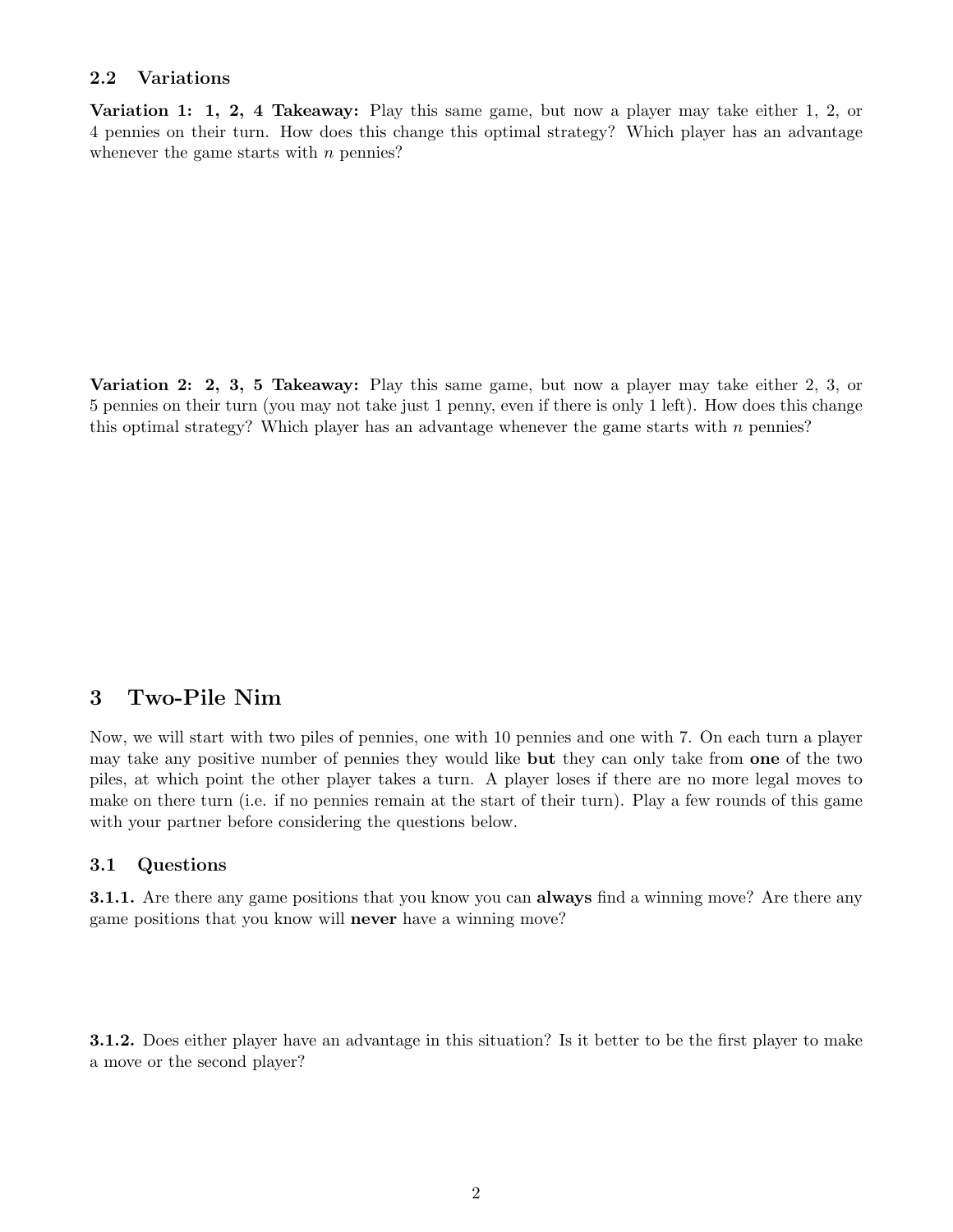### 2.2 Variations

**Variation 1: 1, 2, 4 Takeaway:** Play this same game, but now a player may take either 1, 2, or 4 pennies on their turn. How does this change this optimal strategy? Which player has an advantage whenever the game starts with $n$ pennies?

**Variation 2: 2, 3, 5 Takeaway:** Play this same game, but now a player may take either 2, 3, or 5 pennies on their turn (you may not take just 1 penny, even if there is only 1 left). How does this change this optimal strategy? Which player has an advantage whenever the game starts with $n$ pennies?

## 3 Two-Pile Nim

Now, we will start with two piles of pennies, one with 10 pennies and one with 7. On each turn a player may take any positive number of pennies they would like **but** they can only take from **one** of the two piles, at which point the other player takes a turn. A player loses if there are no more legal moves to make on there turn (i.e. if no pennies remain at the start of their turn). Play a few rounds of this game with your partner before considering the questions below.

### 3.1 Questions

**3.1.1.** Are there any game positions that you know you can **always** find a winning move? Are there any game positions that you know will **never** have a winning move?

**3.1.2.** Does either player have an advantage in this situation? Is it better to be the first player to make a move or the second player?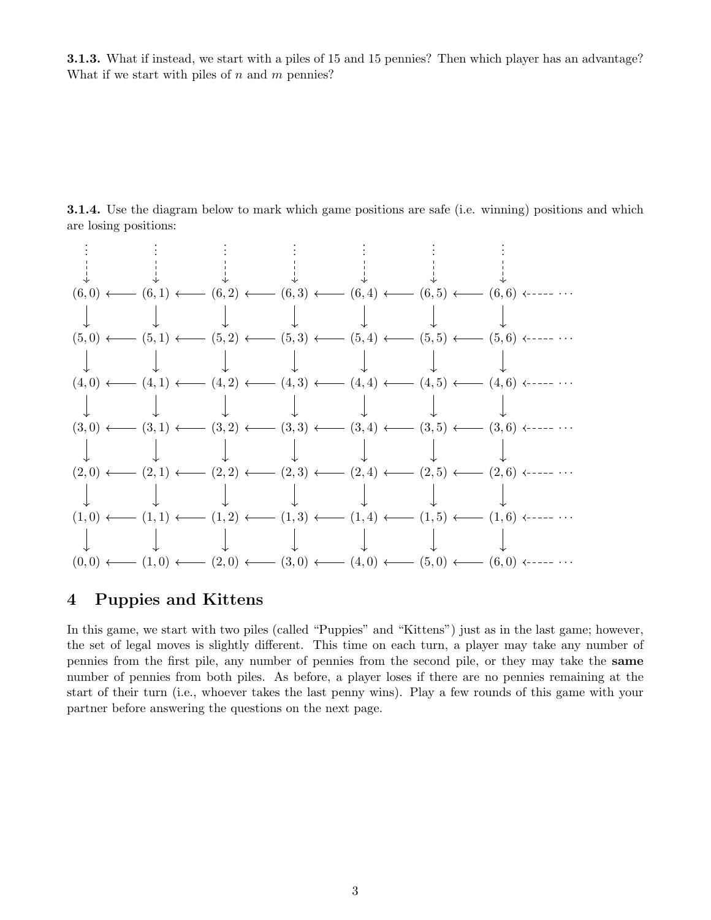**3.1.3.** What if instead, we start with a piles of 15 and 15 pennies? Then which player has an advantage? What if we start with piles of $n$ and $m$ pennies?

**3.1.4.** Use the diagram below to mark which game positions are safe (i.e. winning) positions and which are losing positions:

$$
\begin{array}{ccccccccccccccc}
\vdots & & \vdots & & \vdots & & \vdots & & \vdots & & \vdots & & \vdots & & \\
\downarrow & & \downarrow & & \downarrow & & \downarrow & & \downarrow & & \downarrow & & \downarrow & & \\
(6,0) & \longleftarrow & (6,1) & \longleftarrow & (6,2) & \longleftarrow & (6,3) & \longleftarrow & (6,4) & \longleftarrow & (6,5) & \longleftarrow & (6,6) & \leftarrow\text{-----} & \cdots \\
\downarrow & & \downarrow & & \downarrow & & \downarrow & & \downarrow & & \downarrow & & \downarrow & & \\
(5,0) & \longleftarrow & (5,1) & \longleftarrow & (5,2) & \longleftarrow & (5,3) & \longleftarrow & (5,4) & \longleftarrow & (5,5) & \longleftarrow & (5,6) & \leftarrow\text{-----} & \cdots \\
\downarrow & & \downarrow & & \downarrow & & \downarrow & & \downarrow & & \downarrow & & \downarrow & & \\
(4,0) & \longleftarrow & (4,1) & \longleftarrow & (4,2) & \longleftarrow & (4,3) & \longleftarrow & (4,4) & \longleftarrow & (4,5) & \longleftarrow & (4,6) & \leftarrow\text{-----} & \cdots \\
\downarrow & & \downarrow & & \downarrow & & \downarrow & & \downarrow & & \downarrow & & \downarrow & & \\
(3,0) & \longleftarrow & (3,1) & \longleftarrow & (3,2) & \longleftarrow & (3,3) & \longleftarrow & (3,4) & \longleftarrow & (3,5) & \longleftarrow & (3,6) & \leftarrow\text{-----} & \cdots \\
\downarrow & & \downarrow & & \downarrow & & \downarrow & & \downarrow & & \downarrow & & \downarrow & & \\
(2,0) & \longleftarrow & (2,1) & \longleftarrow & (2,2) & \longleftarrow & (2,3) & \longleftarrow & (2,4) & \longleftarrow & (2,5) & \longleftarrow & (2,6) & \leftarrow\text{-----} & \cdots \\
\downarrow & & \downarrow & & \downarrow & & \downarrow & & \downarrow & & \downarrow & & \downarrow & & \\
(1,0) & \longleftarrow & (1,1) & \longleftarrow & (1,2) & \longleftarrow & (1,3) & \longleftarrow & (1,4) & \longleftarrow & (1,5) & \longleftarrow & (1,6) & \leftarrow\text{-----} & \cdots \\
\downarrow & & \downarrow & & \downarrow & & \downarrow & & \downarrow & & \downarrow & & \downarrow & & \\
(0,0) & \longleftarrow & (1,0) & \longleftarrow & (2,0) & \longleftarrow & (3,0) & \longleftarrow & (4,0) & \longleftarrow & (5,0) & \longleftarrow & (6,0) & \leftarrow\text{-----} & \cdots
\end{array}
$$

## 4 Puppies and Kittens

In this game, we start with two piles (called "Puppies" and "Kittens") just as in the last game; however, the set of legal moves is slightly different. This time on each turn, a player may take any number of pennies from the first pile, any number of pennies from the second pile, or they may take the **same** number of pennies from both piles. As before, a player loses if there are no pennies remaining at the start of their turn (i.e., whoever takes the last penny wins). Play a few rounds of this game with your partner before answering the questions on the next page.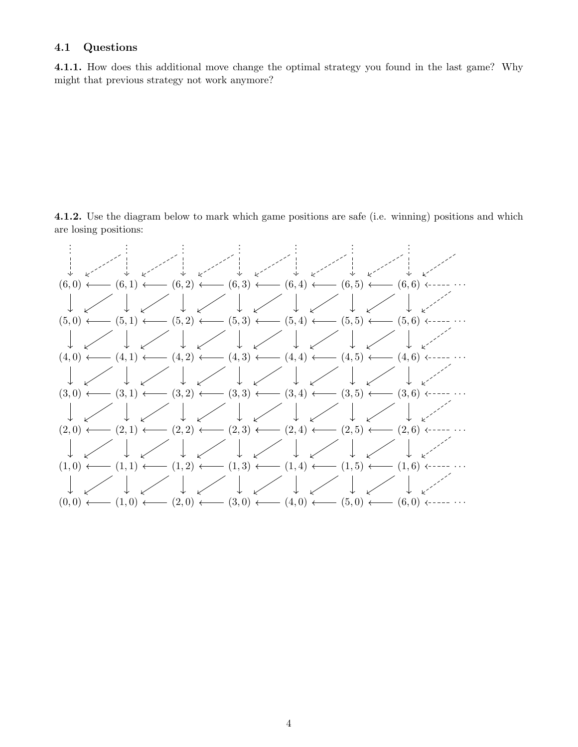## 4.1 Questions

**4.1.1.** How does this additional move change the optimal strategy you found in the last game? Why might that previous strategy not work anymore?

**4.1.2.** Use the diagram below to mark which game positions are safe (i.e. winning) positions and which are losing positions:

(6, 0) ⟵ (6, 1) ⟵ (6, 2) ⟵ (6, 3) ⟵ (6, 4) ⟵ (6, 5) ⟵ (6, 6) ⇠ ···

(5, 0) ⟵ (5, 1) ⟵ (5, 2) ⟵ (5, 3) ⟵ (5, 4) ⟵ (5, 5) ⟵ (5, 6) ⇠ ···

(4, 0) ⟵ (4, 1) ⟵ (4, 2) ⟵ (4, 3) ⟵ (4, 4) ⟵ (4, 5) ⟵ (4, 6) ⇠ ···

(3, 0) ⟵ (3, 1) ⟵ (3, 2) ⟵ (3, 3) ⟵ (3, 4) ⟵ (3, 5) ⟵ (3, 6) ⇠ ···

(2, 0) ⟵ (2, 1) ⟵ (2, 2) ⟵ (2, 3) ⟵ (2, 4) ⟵ (2, 5) ⟵ (2, 6) ⇠ ···

(1, 0) ⟵ (1, 1) ⟵ (1, 2) ⟵ (1, 3) ⟵ (1, 4) ⟵ (1, 5) ⟵ (1, 6) ⇠ ···

(0, 0) ⟵ (1, 0) ⟵ (2, 0) ⟵ (3, 0) ⟵ (4, 0) ⟵ (5, 0) ⟵ (6, 0) ⇠ ···